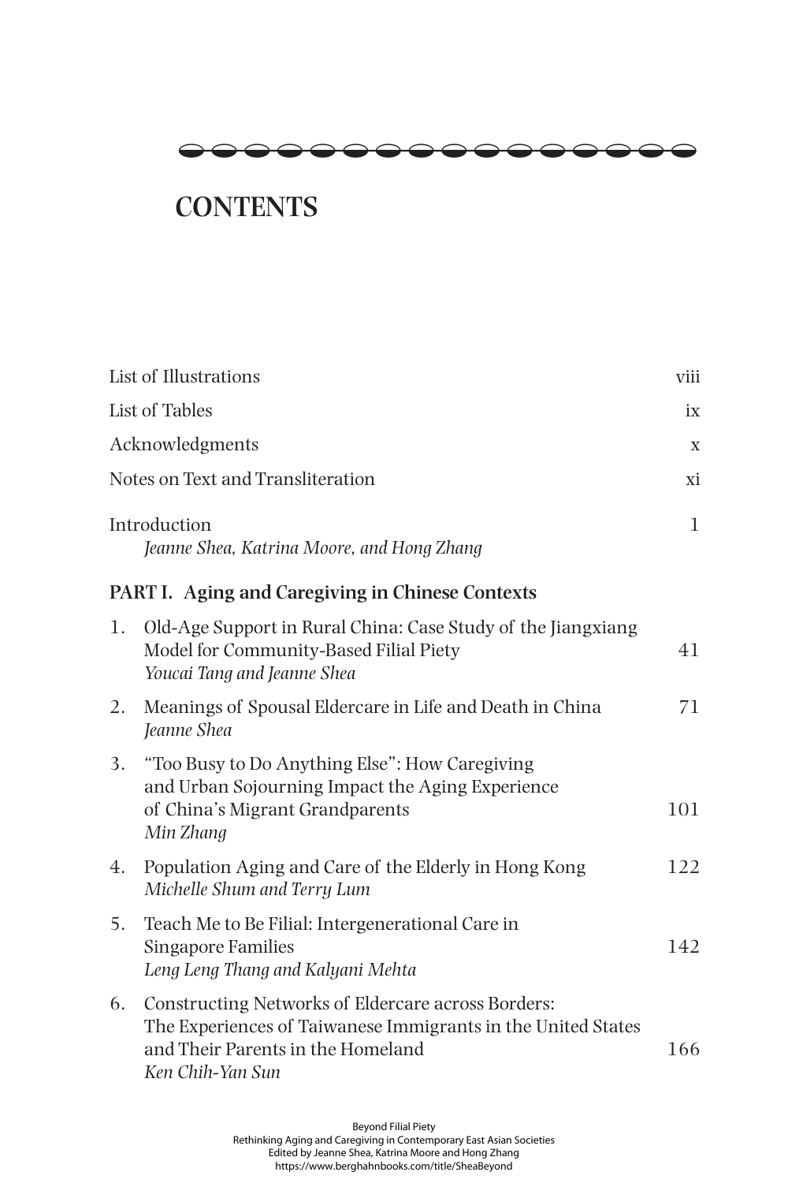# CONTENTS

| | |
|---|---|
| List of Illustrations | viii |
| List of Tables | ix |
| Acknowledgments | x |
| Notes on Text and Transliteration | xi |
| Introduction<br>*Jeanne Shea, Katrina Moore, and Hong Zhang* | 1 |

**PART I. Aging and Caregiving in Chinese Contexts**

| | | |
|---|---|---|
| 1. | Old-Age Support in Rural China: Case Study of the Jiangxiang Model for Community-Based Filial Piety<br>*Youcai Tang and Jeanne Shea* | 41 |
| 2. | Meanings of Spousal Eldercare in Life and Death in China<br>*Jeanne Shea* | 71 |
| 3. | "Too Busy to Do Anything Else": How Caregiving and Urban Sojourning Impact the Aging Experience of China's Migrant Grandparents<br>*Min Zhang* | 101 |
| 4. | Population Aging and Care of the Elderly in Hong Kong<br>*Michelle Shum and Terry Lum* | 122 |
| 5. | Teach Me to Be Filial: Intergenerational Care in Singapore Families<br>*Leng Leng Thang and Kalyani Mehta* | 142 |
| 6. | Constructing Networks of Eldercare across Borders: The Experiences of Taiwanese Immigrants in the United States and Their Parents in the Homeland<br>*Ken Chih-Yan Sun* | 166 |

Beyond Filial Piety
Rethinking Aging and Caregiving in Contemporary East Asian Societies
Edited by Jeanne Shea, Katrina Moore and Hong Zhang
https://www.berghahnbooks.com/title/SheaBeyond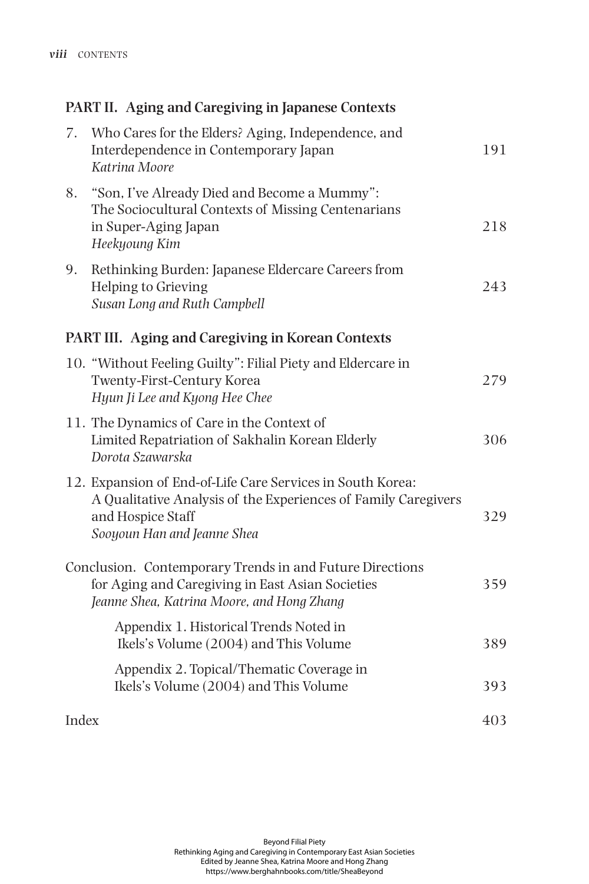## PART II. Aging and Caregiving in Japanese Contexts

7. Who Cares for the Elders? Aging, Independence, and Interdependence in Contemporary Japan — 191
   *Katrina Moore*

8. "Son, I've Already Died and Become a Mummy": The Sociocultural Contexts of Missing Centenarians in Super-Aging Japan — 218
   *Heekyoung Kim*

9. Rethinking Burden: Japanese Eldercare Careers from Helping to Grieving — 243
   *Susan Long and Ruth Campbell*

## PART III. Aging and Caregiving in Korean Contexts

10. "Without Feeling Guilty": Filial Piety and Eldercare in Twenty-First-Century Korea — 279
    *Hyun Ji Lee and Kyong Hee Chee*

11. The Dynamics of Care in the Context of Limited Repatriation of Sakhalin Korean Elderly — 306
    *Dorota Szawarska*

12. Expansion of End-of-Life Care Services in South Korea: A Qualitative Analysis of the Experiences of Family Caregivers and Hospice Staff — 329
    *Sooyoun Han and Jeanne Shea*

Conclusion. Contemporary Trends in and Future Directions for Aging and Caregiving in East Asian Societies — 359
*Jeanne Shea, Katrina Moore, and Hong Zhang*

Appendix 1. Historical Trends Noted in Ikels's Volume (2004) and This Volume — 389

Appendix 2. Topical/Thematic Coverage in Ikels's Volume (2004) and This Volume — 393

Index — 403

Beyond Filial Piety
Rethinking Aging and Caregiving in Contemporary East Asian Societies
Edited by Jeanne Shea, Katrina Moore and Hong Zhang
https://www.berghahnbooks.com/title/SheaBeyond